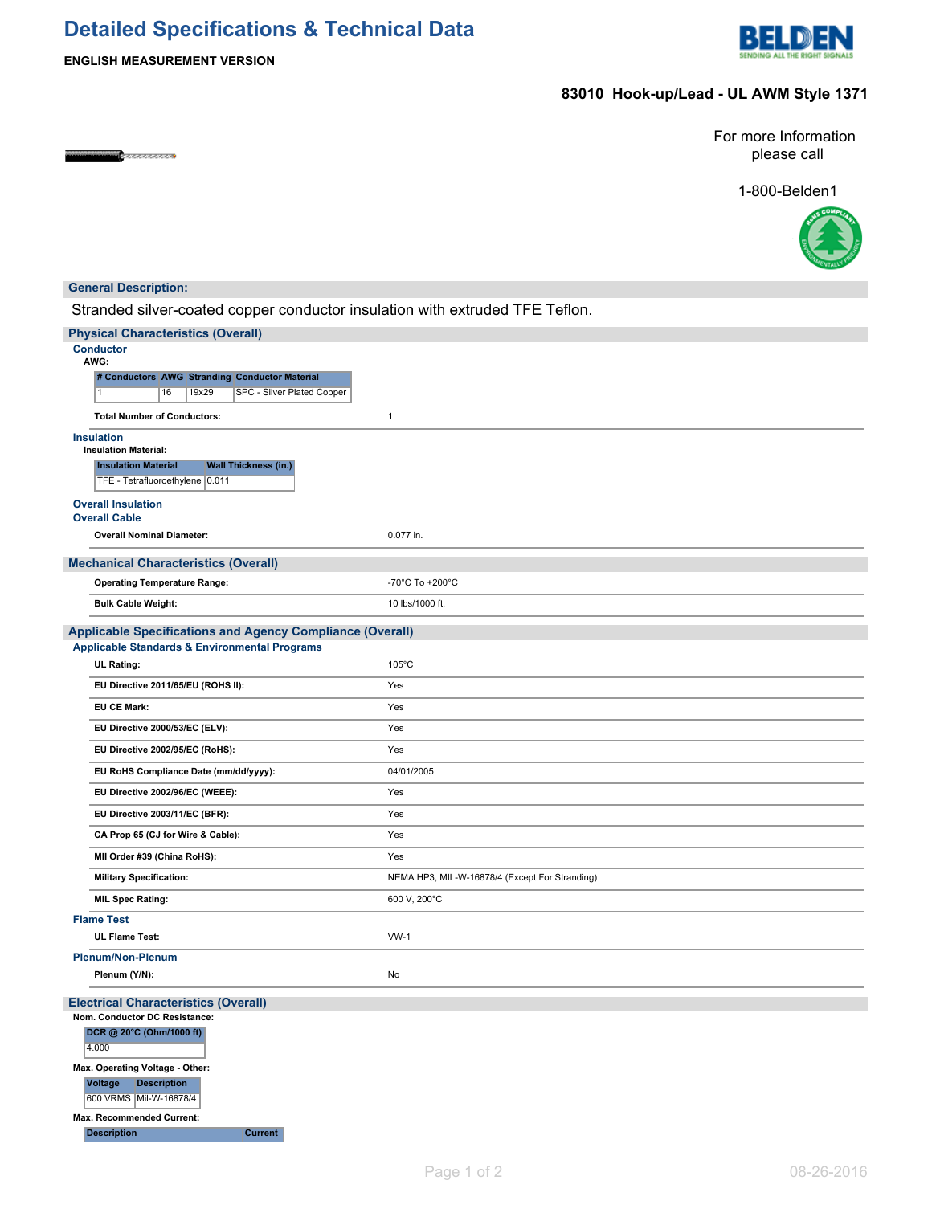# Detailed Specifications & Technical Data

**ENGLISH MEASUREMENT VERSION**

## 83010 Hook-up/Lead - UL AWM Style 1371

For more Information please call

1-800-Belden1

### General Description:

Stranded silver-coated copper conductor insulation with extruded TFE Teflon.

### Physical Characteristics (Overall)

**Conductor**

**AWG:**

| # Conductors | AWG | Stranding | Conductor Material |
|---|---|---|---|
| 1 | 16 | 19x29 | SPC - Silver Plated Copper |

| | |
|---|---|
| **Total Number of Conductors:** | 1 |

**Insulation**

**Insulation Material:**

| Insulation Material | Wall Thickness (in.) |
|---|---|
| TFE - Tetrafluoroethylene | 0.011 |

**Overall Insulation**

**Overall Cable**

| | |
|---|---|
| **Overall Nominal Diameter:** | 0.077 in. |

### Mechanical Characteristics (Overall)

| | |
|---|---|
| **Operating Temperature Range:** | -70°C To +200°C |
| **Bulk Cable Weight:** | 10 lbs/1000 ft. |

### Applicable Specifications and Agency Compliance (Overall)

**Applicable Standards & Environmental Programs**

| | |
|---|---|
| **UL Rating:** | 105°C |
| **EU Directive 2011/65/EU (ROHS II):** | Yes |
| **EU CE Mark:** | Yes |
| **EU Directive 2000/53/EC (ELV):** | Yes |
| **EU Directive 2002/95/EC (RoHS):** | Yes |
| **EU RoHS Compliance Date (mm/dd/yyyy):** | 04/01/2005 |
| **EU Directive 2002/96/EC (WEEE):** | Yes |
| **EU Directive 2003/11/EC (BFR):** | Yes |
| **CA Prop 65 (CJ for Wire & Cable):** | Yes |
| **MII Order #39 (China RoHS):** | Yes |
| **Military Specification:** | NEMA HP3, MIL-W-16878/4 (Except For Stranding) |
| **MIL Spec Rating:** | 600 V, 200°C |

**Flame Test**

| | |
|---|---|
| **UL Flame Test:** | VW-1 |

**Plenum/Non-Plenum**

| | |
|---|---|
| **Plenum (Y/N):** | No |

### Electrical Characteristics (Overall)

**Nom. Conductor DC Resistance:**

| DCR @ 20°C (Ohm/1000 ft) |
|---|
| 4.000 |

**Max. Operating Voltage - Other:**

| Voltage | Description |
|---|---|
| 600 VRMS | Mil-W-16878/4 |

**Max. Recommended Current:**

| Description | Current |
|---|---|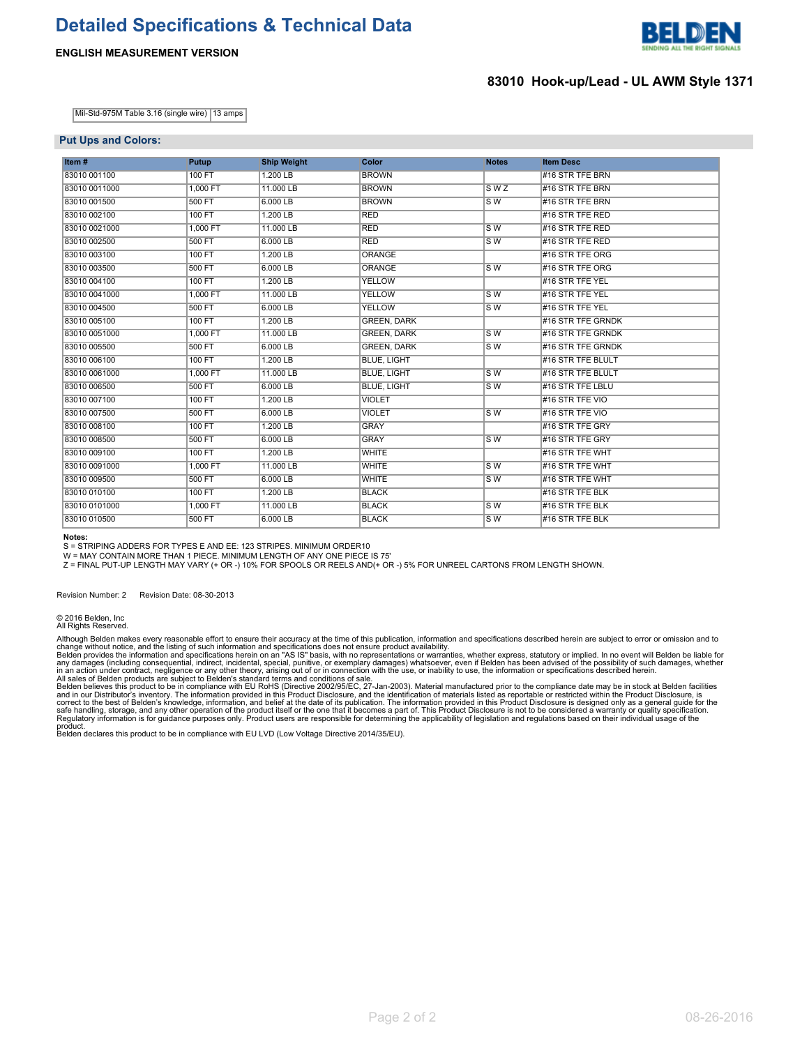| | |
|---|---|
| Mil-Std-975M Table 3.16 (single wire) | 13 amps |

## Put Ups and Colors:

| Item # | Putup | Ship Weight | Color | Notes | Item Desc |
|---|---|---|---|---|---|
| 83010 001100 | 100 FT | 1.200 LB | BROWN | | #16 STR TFE BRN |
| 83010 0011000 | 1,000 FT | 11.000 LB | BROWN | S W Z | #16 STR TFE BRN |
| 83010 001500 | 500 FT | 6.000 LB | BROWN | S W | #16 STR TFE BRN |
| 83010 002100 | 100 FT | 1.200 LB | RED | | #16 STR TFE RED |
| 83010 0021000 | 1,000 FT | 11.000 LB | RED | S W | #16 STR TFE RED |
| 83010 002500 | 500 FT | 6.000 LB | RED | S W | #16 STR TFE RED |
| 83010 003100 | 100 FT | 1.200 LB | ORANGE | | #16 STR TFE ORG |
| 83010 003500 | 500 FT | 6.000 LB | ORANGE | S W | #16 STR TFE ORG |
| 83010 004100 | 100 FT | 1.200 LB | YELLOW | | #16 STR TFE YEL |
| 83010 0041000 | 1,000 FT | 11.000 LB | YELLOW | S W | #16 STR TFE YEL |
| 83010 004500 | 500 FT | 6.000 LB | YELLOW | S W | #16 STR TFE YEL |
| 83010 005100 | 100 FT | 1.200 LB | GREEN, DARK | | #16 STR TFE GRNDK |
| 83010 0051000 | 1,000 FT | 11.000 LB | GREEN, DARK | S W | #16 STR TFE GRNDK |
| 83010 005500 | 500 FT | 6.000 LB | GREEN, DARK | S W | #16 STR TFE GRNDK |
| 83010 006100 | 100 FT | 1.200 LB | BLUE, LIGHT | | #16 STR TFE BLULT |
| 83010 0061000 | 1,000 FT | 11.000 LB | BLUE, LIGHT | S W | #16 STR TFE BLULT |
| 83010 006500 | 500 FT | 6.000 LB | BLUE, LIGHT | S W | #16 STR TFE LBLU |
| 83010 007100 | 100 FT | 1.200 LB | VIOLET | | #16 STR TFE VIO |
| 83010 007500 | 500 FT | 6.000 LB | VIOLET | S W | #16 STR TFE VIO |
| 83010 008100 | 100 FT | 1.200 LB | GRAY | | #16 STR TFE GRY |
| 83010 008500 | 500 FT | 6.000 LB | GRAY | S W | #16 STR TFE GRY |
| 83010 009100 | 100 FT | 1.200 LB | WHITE | | #16 STR TFE WHT |
| 83010 0091000 | 1,000 FT | 11.000 LB | WHITE | S W | #16 STR TFE WHT |
| 83010 009500 | 500 FT | 6.000 LB | WHITE | S W | #16 STR TFE WHT |
| 83010 010100 | 100 FT | 1.200 LB | BLACK | | #16 STR TFE BLK |
| 83010 0101000 | 1,000 FT | 11.000 LB | BLACK | S W | #16 STR TFE BLK |
| 83010 010500 | 500 FT | 6.000 LB | BLACK | S W | #16 STR TFE BLK |

**Notes:**
S = STRIPING ADDERS FOR TYPES E AND EE: 123 STRIPES. MINIMUM ORDER10
W = MAY CONTAIN MORE THAN 1 PIECE. MINIMUM LENGTH OF ANY ONE PIECE IS 75'
Z = FINAL PUT-UP LENGTH MAY VARY (+ OR -) 10% FOR SPOOLS OR REELS AND(+ OR -) 5% FOR UNREEL CARTONS FROM LENGTH SHOWN.

Revision Number: 2 Revision Date: 08-30-2013

© 2016 Belden, Inc
All Rights Reserved.

Although Belden makes every reasonable effort to ensure their accuracy at the time of this publication, information and specifications described herein are subject to error or omission and to change without notice, and the listing of such information and specifications does not ensure product availability.
Belden provides the information and specifications herein on an "AS IS" basis, with no representations or warranties, whether express, statutory or implied. In no event will Belden be liable for any damages (including consequential, indirect, incidental, special, punitive, or exemplary damages) whatsoever, even if Belden has been advised of the possibility of such damages, whether in an action under contract, negligence or any other theory, arising out of or in connection with the use, or inability to use, the information or specifications described herein.
All sales of Belden products are subject to Belden's standard terms and conditions of sale.
Belden believes this product to be in compliance with EU RoHS (Directive 2002/95/EC, 27-Jan-2003). Material manufactured prior to the compliance date may be in stock at Belden facilities and in our Distributor's inventory. The information provided in this Product Disclosure, and the identification of materials listed as reportable or restricted within the Product Disclosure, is correct to the best of Belden's knowledge, information, and belief at the date of its publication. The information provided in this Product Disclosure is designed only as a general guide for the safe handling, storage, and any other operation of the product itself or the one that it becomes a part of. This Product Disclosure is not to be considered a warranty or quality specification. Regulatory information is for guidance purposes only. Product users are responsible for determining the applicability of legislation and regulations based on their individual usage of the product.
Belden declares this product to be in compliance with EU LVD (Low Voltage Directive 2014/35/EU).